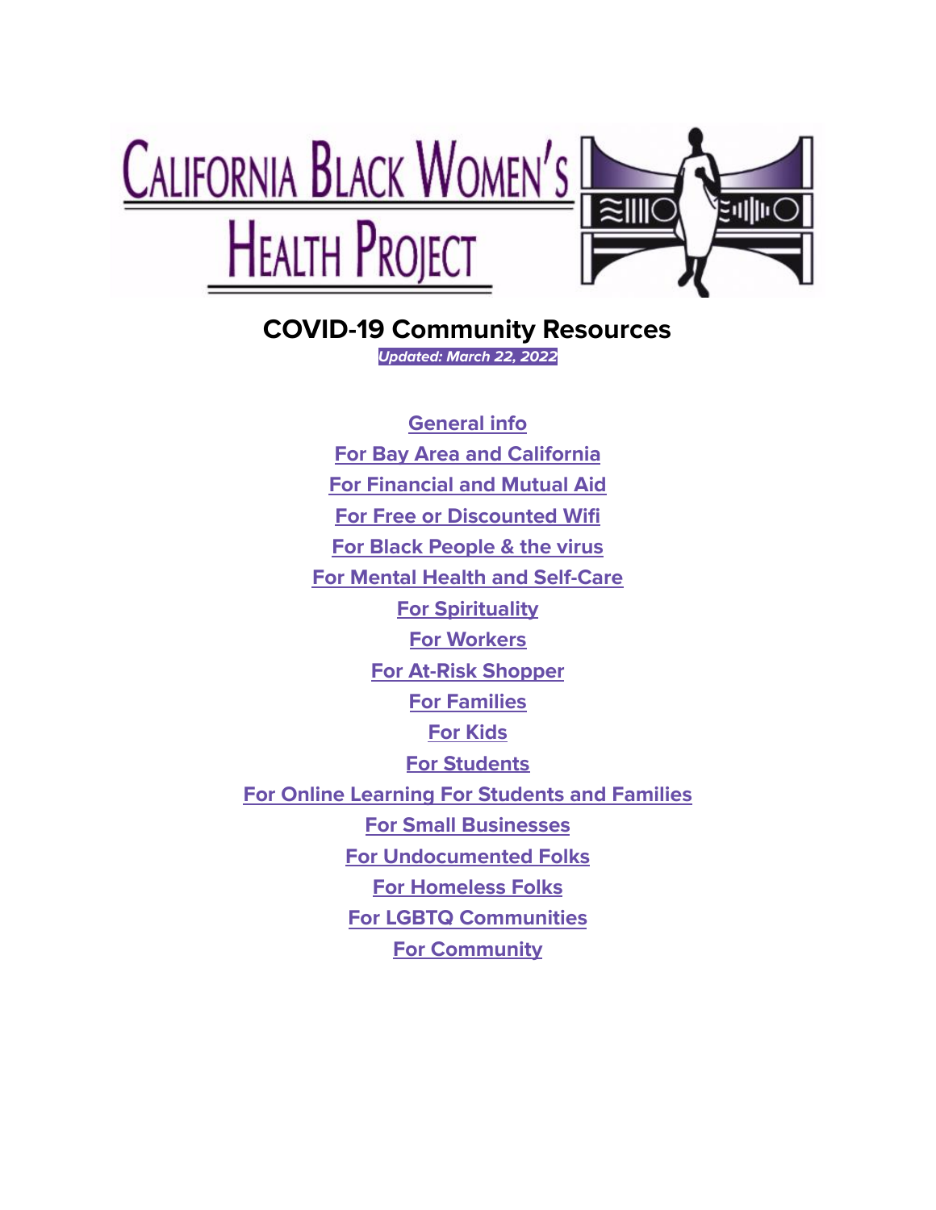# California Black Women's Health Project

## COVID-19 Community Resources

***Updated: March 22, 2022***

General info

For Bay Area and California

For Financial and Mutual Aid

For Free or Discounted Wifi

For Black People & the virus

For Mental Health and Self-Care

For Spirituality

For Workers

For At-Risk Shopper

For Families

For Kids

For Students

For Online Learning For Students and Families

For Small Businesses

For Undocumented Folks

For Homeless Folks

For LGBTQ Communities

For Community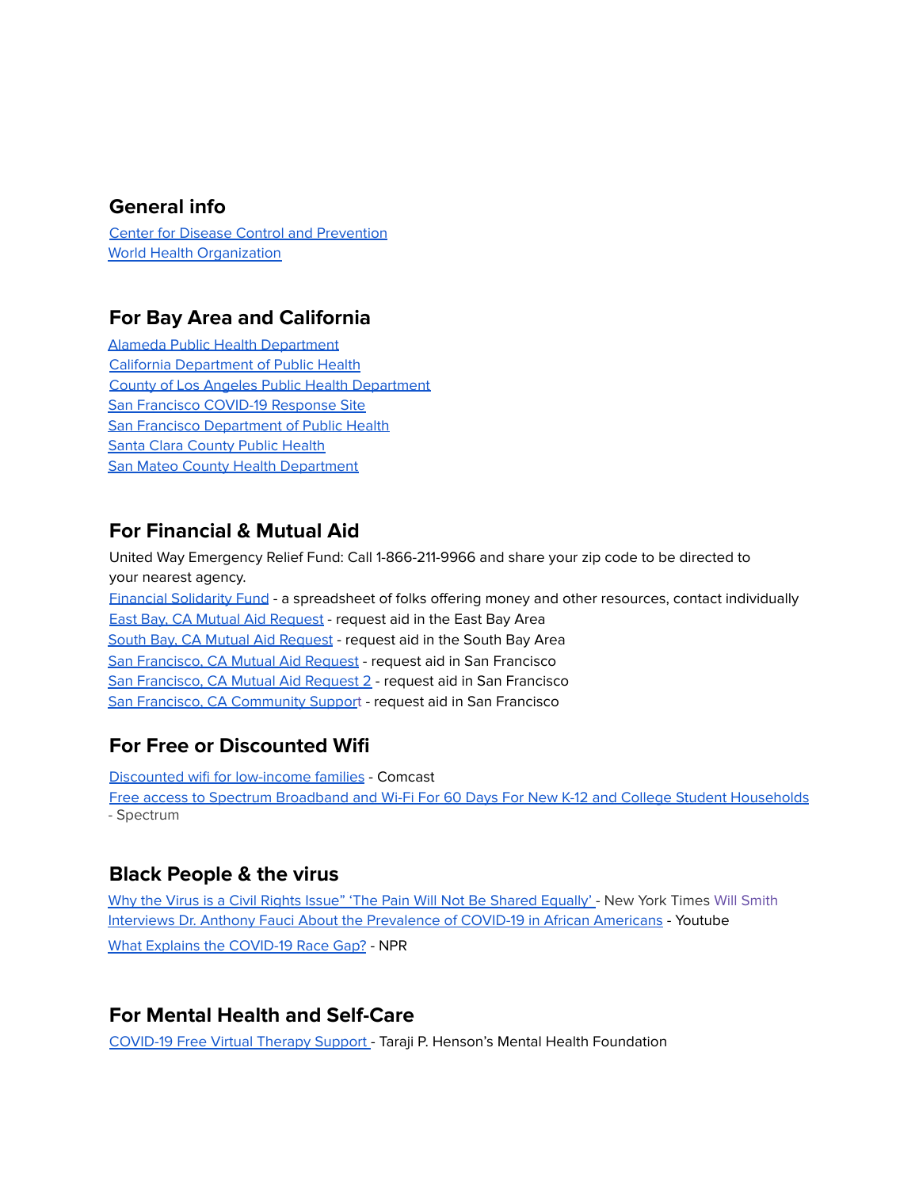## General info

Center for Disease Control and Prevention
World Health Organization

## For Bay Area and California

Alameda Public Health Department
California Department of Public Health
County of Los Angeles Public Health Department
San Francisco COVID-19 Response Site
San Francisco Department of Public Health
Santa Clara County Public Health
San Mateo County Health Department

## For Financial & Mutual Aid

United Way Emergency Relief Fund: Call 1-866-211-9966 and share your zip code to be directed to your nearest agency.
Financial Solidarity Fund - a spreadsheet of folks offering money and other resources, contact individually
East Bay, CA Mutual Aid Request - request aid in the East Bay Area
South Bay, CA Mutual Aid Request - request aid in the South Bay Area
San Francisco, CA Mutual Aid Request - request aid in San Francisco
San Francisco, CA Mutual Aid Request 2 - request aid in San Francisco
San Francisco, CA Community Support - request aid in San Francisco

## For Free or Discounted Wifi

Discounted wifi for low-income families - Comcast
Free access to Spectrum Broadband and Wi-Fi For 60 Days For New K-12 and College Student Households - Spectrum

## Black People & the virus

Why the Virus is a Civil Rights Issue" 'The Pain Will Not Be Shared Equally' - New York Times Will Smith Interviews Dr. Anthony Fauci About the Prevalence of COVID-19 in African Americans - Youtube
What Explains the COVID-19 Race Gap? - NPR

## For Mental Health and Self-Care

COVID-19 Free Virtual Therapy Support - Taraji P. Henson's Mental Health Foundation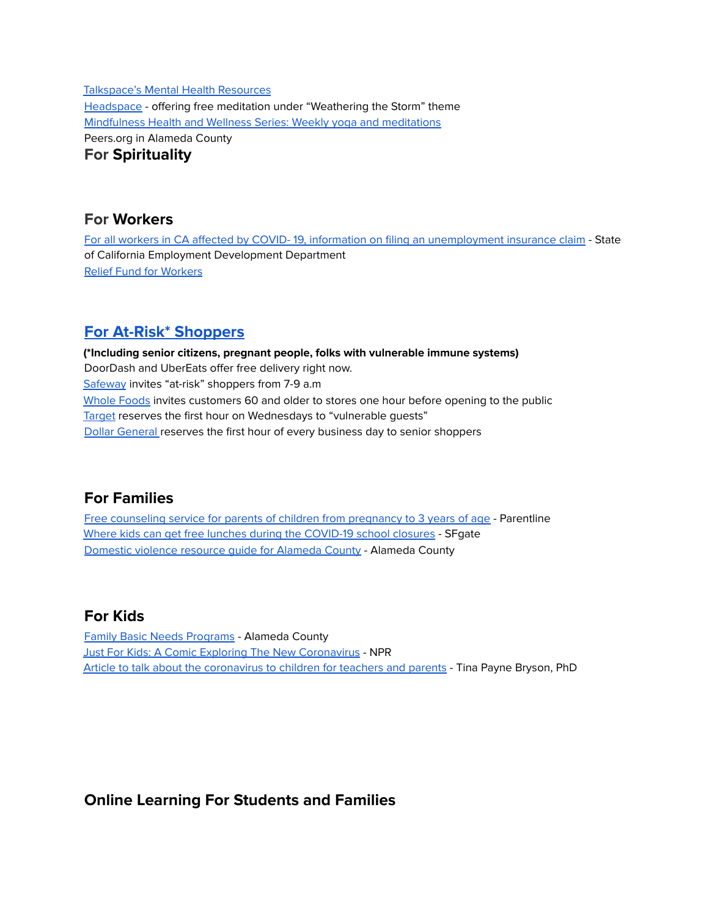Talkspace's Mental Health Resources
Headspace - offering free meditation under "Weathering the Storm" theme
Mindfulness Health and Wellness Series: Weekly yoga and meditations
Peers.org in Alameda County

## For Spirituality

## For Workers

For all workers in CA affected by COVID- 19, information on filing an unemployment insurance claim - State of California Employment Development Department
Relief Fund for Workers

## For At-Risk* Shoppers

**(*Including senior citizens, pregnant people, folks with vulnerable immune systems)**
DoorDash and UberEats offer free delivery right now.
Safeway invites "at-risk" shoppers from 7-9 a.m
Whole Foods invites customers 60 and older to stores one hour before opening to the public
Target reserves the first hour on Wednesdays to "vulnerable guests"
Dollar General reserves the first hour of every business day to senior shoppers

## For Families

Free counseling service for parents of children from pregnancy to 3 years of age - Parentline
Where kids can get free lunches during the COVID-19 school closures - SFgate
Domestic violence resource guide for Alameda County - Alameda County

## For Kids

Family Basic Needs Programs - Alameda County
Just For Kids: A Comic Exploring The New Coronavirus - NPR
Article to talk about the coronavirus to children for teachers and parents - Tina Payne Bryson, PhD

## Online Learning For Students and Families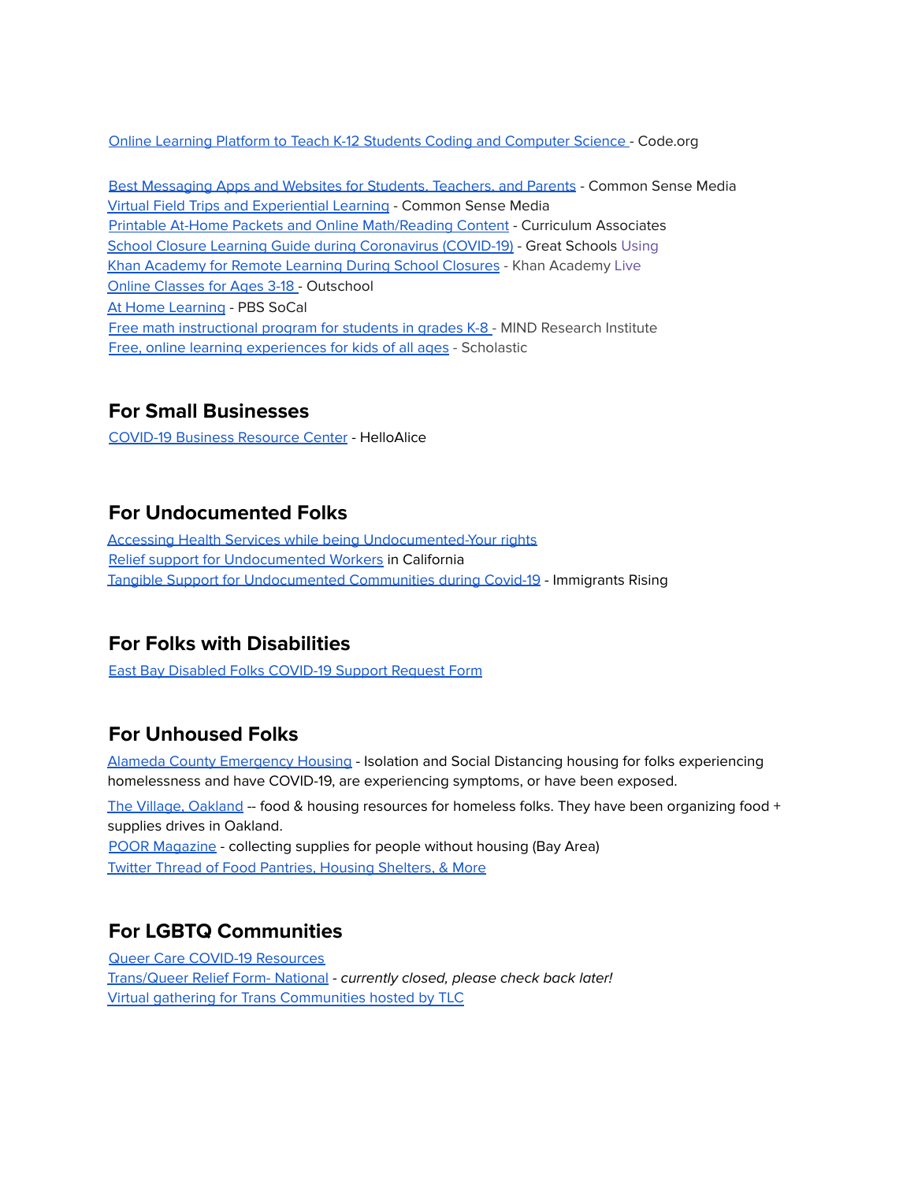Online Learning Platform to Teach K-12 Students Coding and Computer Science - Code.org

Best Messaging Apps and Websites for Students, Teachers, and Parents - Common Sense Media
Virtual Field Trips and Experiential Learning - Common Sense Media
Printable At-Home Packets and Online Math/Reading Content - Curriculum Associates
School Closure Learning Guide during Coronavirus (COVID-19) - Great Schools Using
Khan Academy for Remote Learning During School Closures - Khan Academy Live
Online Classes for Ages 3-18 - Outschool
At Home Learning - PBS SoCal
Free math instructional program for students in grades K-8 - MIND Research Institute
Free, online learning experiences for kids of all ages - Scholastic

## For Small Businesses

COVID-19 Business Resource Center - HelloAlice

## For Undocumented Folks

Accessing Health Services while being Undocumented-Your rights
Relief support for Undocumented Workers in California
Tangible Support for Undocumented Communities during Covid-19 - Immigrants Rising

## For Folks with Disabilities

East Bay Disabled Folks COVID-19 Support Request Form

## For Unhoused Folks

Alameda County Emergency Housing - Isolation and Social Distancing housing for folks experiencing homelessness and have COVID-19, are experiencing symptoms, or have been exposed.

The Village, Oakland -- food & housing resources for homeless folks. They have been organizing food + supplies drives in Oakland.
POOR Magazine - collecting supplies for people without housing (Bay Area)
Twitter Thread of Food Pantries, Housing Shelters, & More

## For LGBTQ Communities

Queer Care COVID-19 Resources
Trans/Queer Relief Form- National - *currently closed, please check back later!*
Virtual gathering for Trans Communities hosted by TLC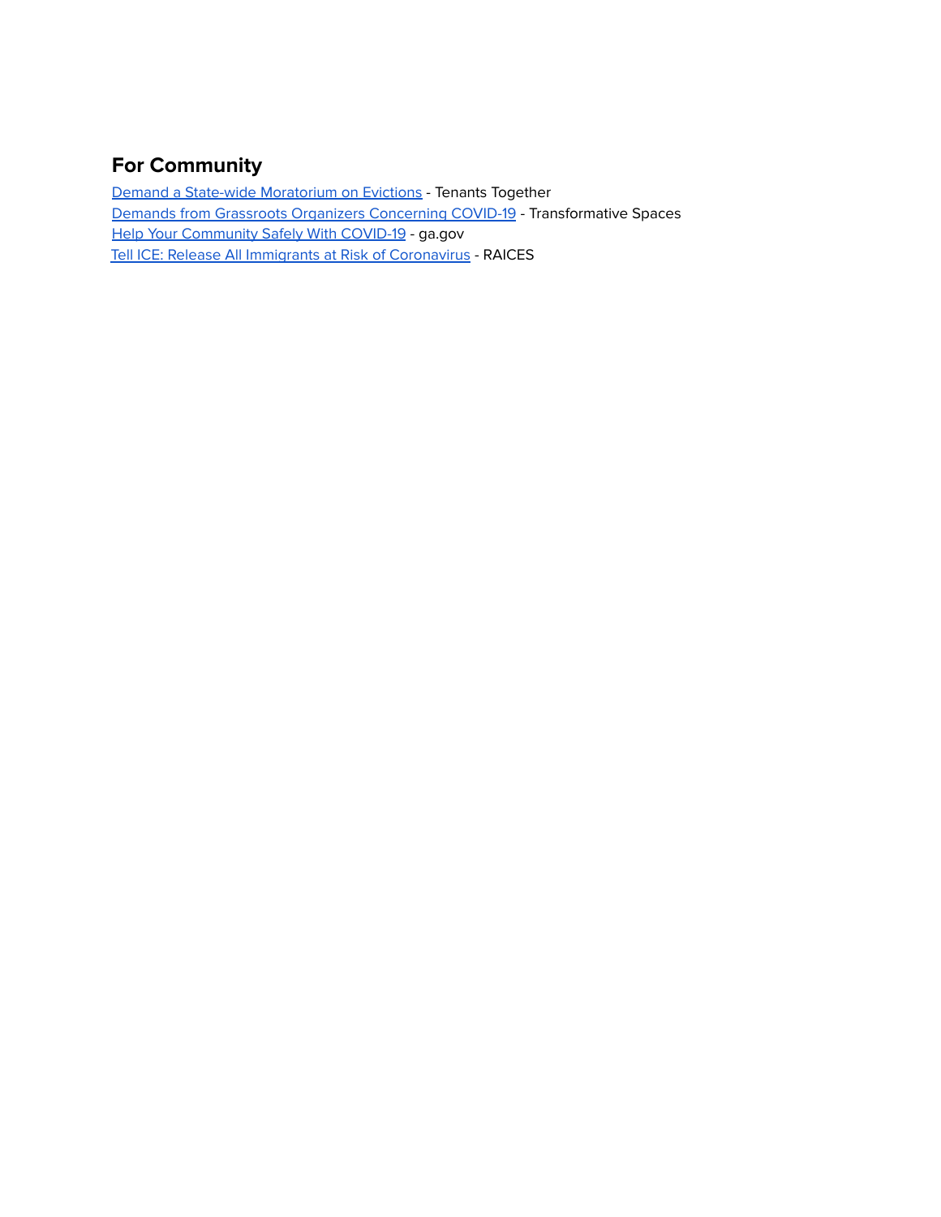## For Community

Demand a State-wide Moratorium on Evictions - Tenants Together
Demands from Grassroots Organizers Concerning COVID-19 - Transformative Spaces
Help Your Community Safely With COVID-19 - ga.gov
Tell ICE: Release All Immigrants at Risk of Coronavirus - RAICES